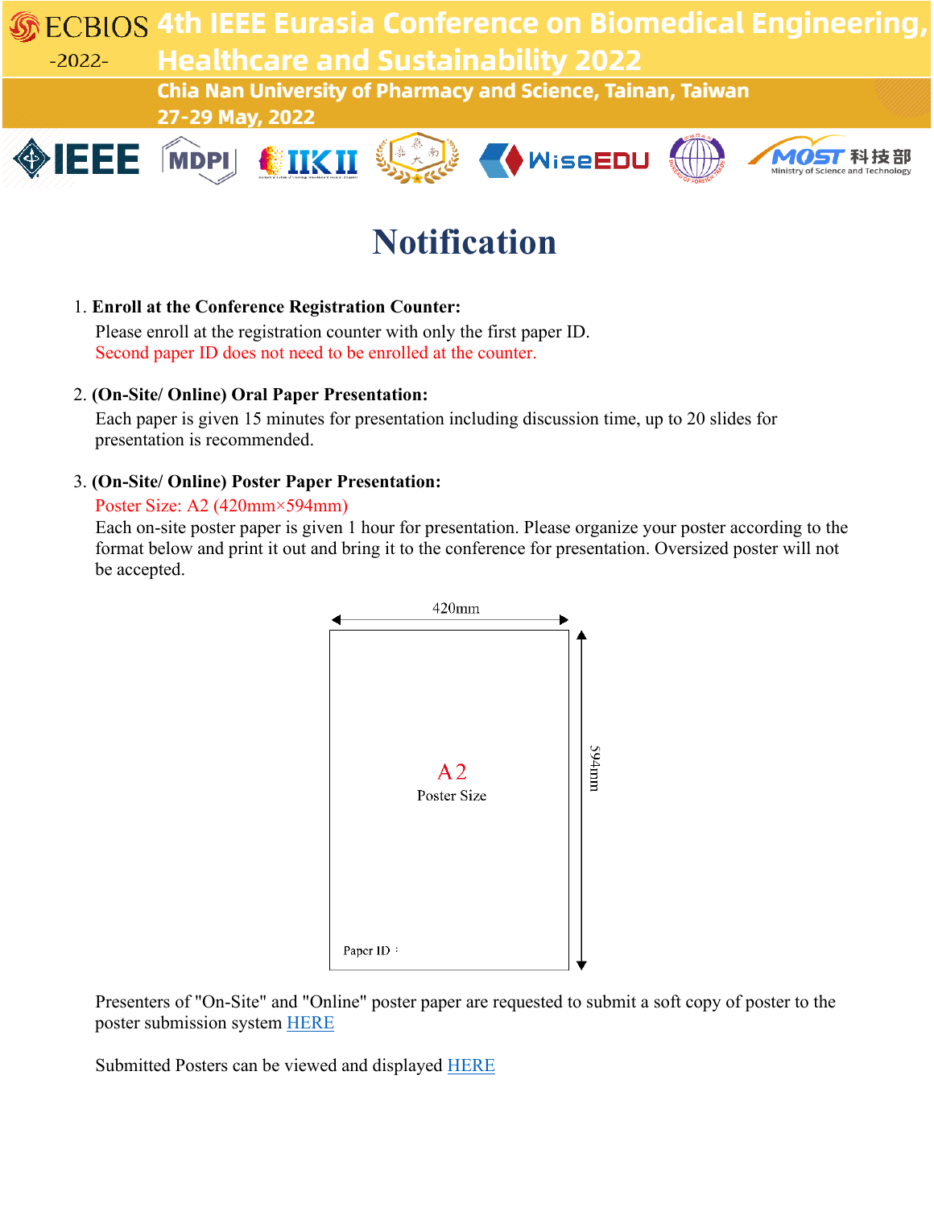# Notification

1. **Enroll at the Conference Registration Counter:**
   Please enroll at the registration counter with only the first paper ID.
   Second paper ID does not need to be enrolled at the counter.

2. **(On-Site/ Online) Oral Paper Presentation:**
   Each paper is given 15 minutes for presentation including discussion time, up to 20 slides for presentation is recommended.

3. **(On-Site/ Online) Poster Paper Presentation:**
   Poster Size: A2 (420mm×594mm)
   Each on-site poster paper is given 1 hour for presentation. Please organize your poster according to the format below and print it out and bring it to the conference for presentation. Oversized poster will not be accepted.

420mm

A2
Poster Size

Paper ID：

594mm

Presenters of "On-Site" and "Online" poster paper are requested to submit a soft copy of poster to the poster submission system HERE

Submitted Posters can be viewed and displayed HERE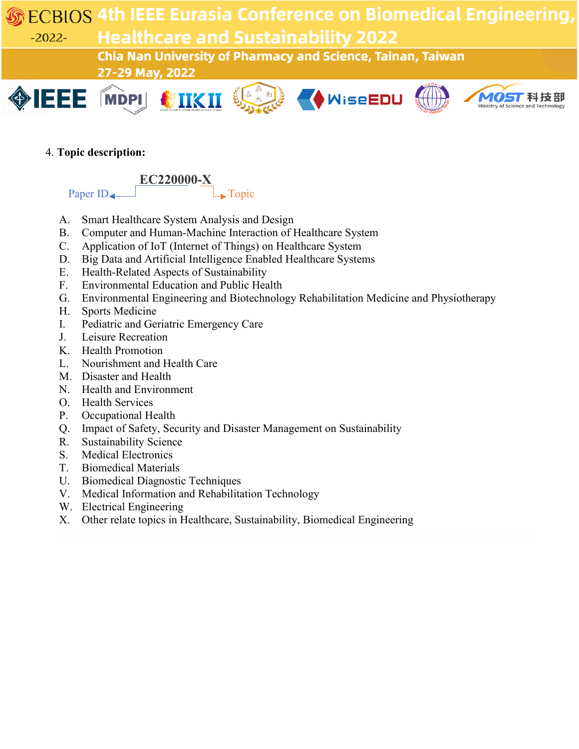4. **Topic description:**

**EC220000-X**

Paper ID ← → Topic

A. Smart Healthcare System Analysis and Design
B. Computer and Human-Machine Interaction of Healthcare System
C. Application of IoT (Internet of Things) on Healthcare System
D. Big Data and Artificial Intelligence Enabled Healthcare Systems
E. Health-Related Aspects of Sustainability
F. Environmental Education and Public Health
G. Environmental Engineering and Biotechnology Rehabilitation Medicine and Physiotherapy
H. Sports Medicine
I. Pediatric and Geriatric Emergency Care
J. Leisure Recreation
K. Health Promotion
L. Nourishment and Health Care
M. Disaster and Health
N. Health and Environment
O. Health Services
P. Occupational Health
Q. Impact of Safety, Security and Disaster Management on Sustainability
R. Sustainability Science
S. Medical Electronics
T. Biomedical Materials
U. Biomedical Diagnostic Techniques
V. Medical Information and Rehabilitation Technology
W. Electrical Engineering
X. Other relate topics in Healthcare, Sustainability, Biomedical Engineering